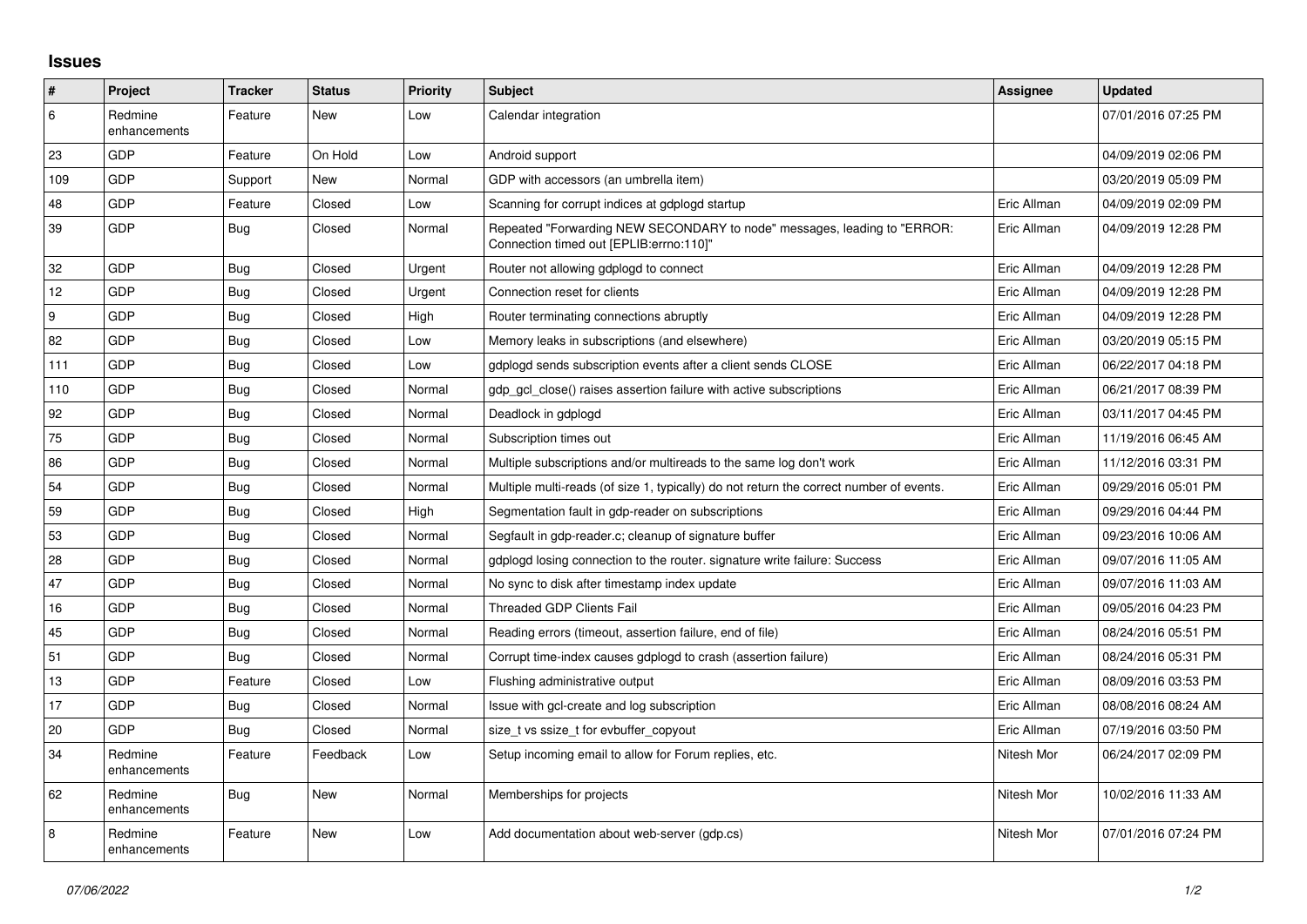## Issues

| # | Project | Tracker | Status | Priority | Subject | Assignee | Updated |
|---|---|---|---|---|---|---|---|
| 6 | Redmine enhancements | Feature | New | Low | Calendar integration | | 07/01/2016 07:25 PM |
| 23 | GDP | Feature | On Hold | Low | Android support | | 04/09/2019 02:06 PM |
| 109 | GDP | Support | New | Normal | GDP with accessors (an umbrella item) | | 03/20/2019 05:09 PM |
| 48 | GDP | Feature | Closed | Low | Scanning for corrupt indices at gdplogd startup | Eric Allman | 04/09/2019 02:09 PM |
| 39 | GDP | Bug | Closed | Normal | Repeated "Forwarding NEW SECONDARY to node" messages, leading to "ERROR: Connection timed out [EPLIB:errno:110]" | Eric Allman | 04/09/2019 12:28 PM |
| 32 | GDP | Bug | Closed | Urgent | Router not allowing gdplogd to connect | Eric Allman | 04/09/2019 12:28 PM |
| 12 | GDP | Bug | Closed | Urgent | Connection reset for clients | Eric Allman | 04/09/2019 12:28 PM |
| 9 | GDP | Bug | Closed | High | Router terminating connections abruptly | Eric Allman | 04/09/2019 12:28 PM |
| 82 | GDP | Bug | Closed | Low | Memory leaks in subscriptions (and elsewhere) | Eric Allman | 03/20/2019 05:15 PM |
| 111 | GDP | Bug | Closed | Low | gdplogd sends subscription events after a client sends CLOSE | Eric Allman | 06/22/2017 04:18 PM |
| 110 | GDP | Bug | Closed | Normal | gdp_gcl_close() raises assertion failure with active subscriptions | Eric Allman | 06/21/2017 08:39 PM |
| 92 | GDP | Bug | Closed | Normal | Deadlock in gdplogd | Eric Allman | 03/11/2017 04:45 PM |
| 75 | GDP | Bug | Closed | Normal | Subscription times out | Eric Allman | 11/19/2016 06:45 AM |
| 86 | GDP | Bug | Closed | Normal | Multiple subscriptions and/or multireads to the same log don't work | Eric Allman | 11/12/2016 03:31 PM |
| 54 | GDP | Bug | Closed | Normal | Multiple multi-reads (of size 1, typically) do not return the correct number of events. | Eric Allman | 09/29/2016 05:01 PM |
| 59 | GDP | Bug | Closed | High | Segmentation fault in gdp-reader on subscriptions | Eric Allman | 09/29/2016 04:44 PM |
| 53 | GDP | Bug | Closed | Normal | Segfault in gdp-reader.c; cleanup of signature buffer | Eric Allman | 09/23/2016 10:06 AM |
| 28 | GDP | Bug | Closed | Normal | gdplogd losing connection to the router. signature write failure: Success | Eric Allman | 09/07/2016 11:05 AM |
| 47 | GDP | Bug | Closed | Normal | No sync to disk after timestamp index update | Eric Allman | 09/07/2016 11:03 AM |
| 16 | GDP | Bug | Closed | Normal | Threaded GDP Clients Fail | Eric Allman | 09/05/2016 04:23 PM |
| 45 | GDP | Bug | Closed | Normal | Reading errors (timeout, assertion failure, end of file) | Eric Allman | 08/24/2016 05:51 PM |
| 51 | GDP | Bug | Closed | Normal | Corrupt time-index causes gdplogd to crash (assertion failure) | Eric Allman | 08/24/2016 05:31 PM |
| 13 | GDP | Feature | Closed | Low | Flushing administrative output | Eric Allman | 08/09/2016 03:53 PM |
| 17 | GDP | Bug | Closed | Normal | Issue with gcl-create and log subscription | Eric Allman | 08/08/2016 08:24 AM |
| 20 | GDP | Bug | Closed | Normal | size_t vs ssize_t for evbuffer_copyout | Eric Allman | 07/19/2016 03:50 PM |
| 34 | Redmine enhancements | Feature | Feedback | Low | Setup incoming email to allow for Forum replies, etc. | Nitesh Mor | 06/24/2017 02:09 PM |
| 62 | Redmine enhancements | Bug | New | Normal | Memberships for projects | Nitesh Mor | 10/02/2016 11:33 AM |
| 8 | Redmine enhancements | Feature | New | Low | Add documentation about web-server (gdp.cs) | Nitesh Mor | 07/01/2016 07:24 PM |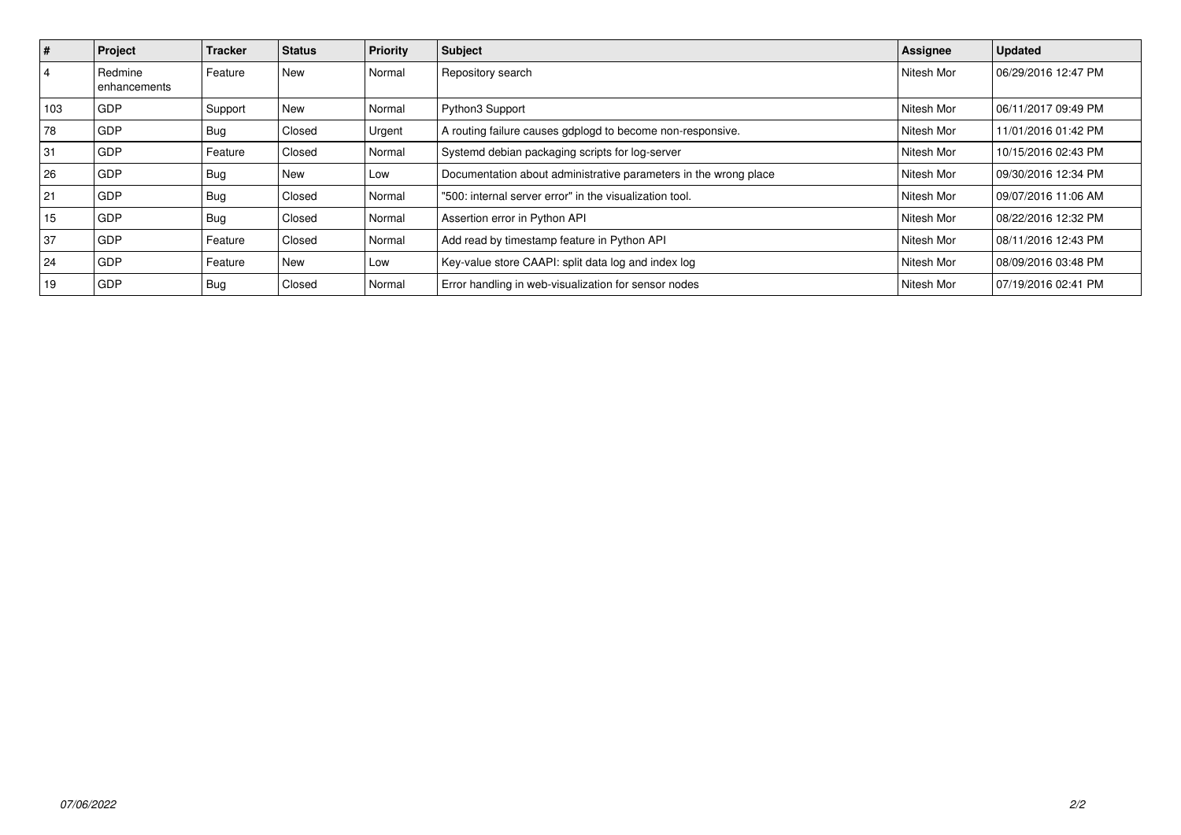| # | Project | Tracker | Status | Priority | Subject | Assignee | Updated |
|---|---|---|---|---|---|---|---|
| 4 | Redmine enhancements | Feature | New | Normal | Repository search | Nitesh Mor | 06/29/2016 12:47 PM |
| 103 | GDP | Support | New | Normal | Python3 Support | Nitesh Mor | 06/11/2017 09:49 PM |
| 78 | GDP | Bug | Closed | Urgent | A routing failure causes gdplogd to become non-responsive. | Nitesh Mor | 11/01/2016 01:42 PM |
| 31 | GDP | Feature | Closed | Normal | Systemd debian packaging scripts for log-server | Nitesh Mor | 10/15/2016 02:43 PM |
| 26 | GDP | Bug | New | Low | Documentation about administrative parameters in the wrong place | Nitesh Mor | 09/30/2016 12:34 PM |
| 21 | GDP | Bug | Closed | Normal | "500: internal server error" in the visualization tool. | Nitesh Mor | 09/07/2016 11:06 AM |
| 15 | GDP | Bug | Closed | Normal | Assertion error in Python API | Nitesh Mor | 08/22/2016 12:32 PM |
| 37 | GDP | Feature | Closed | Normal | Add read by timestamp feature in Python API | Nitesh Mor | 08/11/2016 12:43 PM |
| 24 | GDP | Feature | New | Low | Key-value store CAAPI: split data log and index log | Nitesh Mor | 08/09/2016 03:48 PM |
| 19 | GDP | Bug | Closed | Normal | Error handling in web-visualization for sensor nodes | Nitesh Mor | 07/19/2016 02:41 PM |